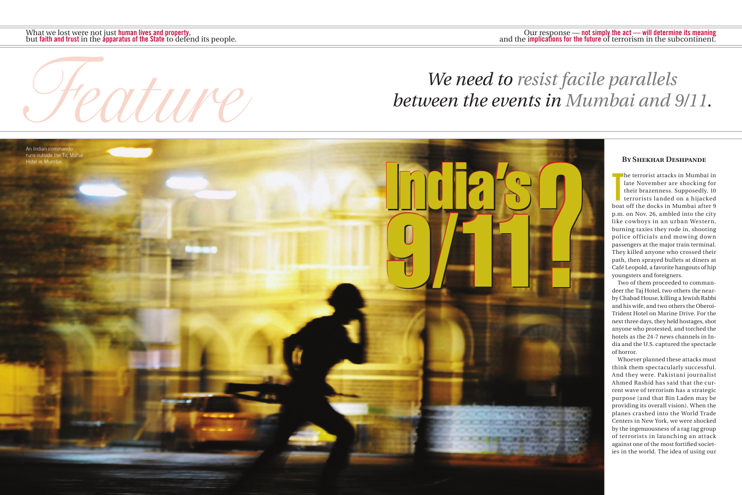What we lost were not just **human lives and property**, but **faith and trust** in the **apparatus of the State** to defend its people.

Our response — **not simply the act — will determine its meaning** and the **implications for the future** of terrorism in the subcontinent.

*Feature*

# India's 9/11?

*We need to resist facile parallels between the events in Mumbai and 9/11.*

An Indian commando runs outside the Taj Mahal Hotel in Mumbai.

**By Shekhar Deshpande**

The terrorist attacks in Mumbai in late November are shocking for their brazenness. Supposedly, 10 terrorists landed on a hijacked boat off the docks in Mumbai after 9 p.m. on Nov. 26, ambled into the city like cowboys in an urban Western, burning taxies they rode in, shooting police officials and mowing down passengers at the major train terminal. They killed anyone who crossed their path, then sprayed bullets at diners at Café Leopold, a favorite hangouts of hip youngsters and foreigners.

Two of them proceeded to commandeer the Taj Hotel, two others the nearby Chabad House, killing a Jewish Rabbi and his wife, and two others the Oberoi-Trident Hotel on Marine Drive. For the next three days, they held hostages, shot anyone who protested, and torched the hotels as the 24-7 news channels in India and the U.S. captured the spectacle of horror.

Whoever planned these attacks must think them spectacularly successful. And they were. Pakistani journalist Ahmed Rashid has said that the current wave of terrorism has a strategic purpose (and that Bin Laden may be providing its overall vision). When the planes crashed into the World Trade Centers in New York, we were shocked by the ingenuousness of a rag tag group of terrorists in launching an attack against one of the most fortified societies in the world. The idea of using our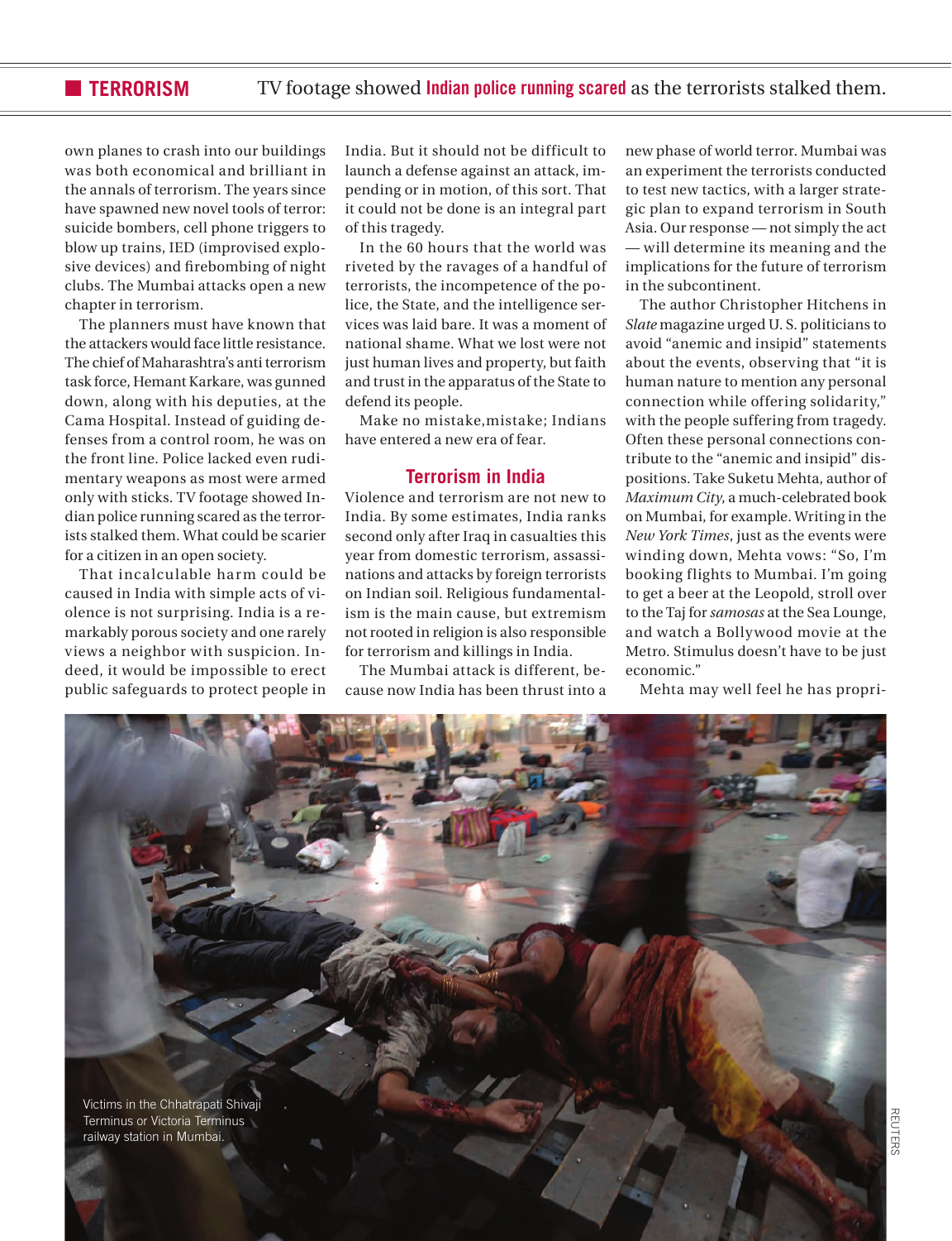own planes to crash into our buildings was both economical and brilliant in the annals of terrorism. The years since have spawned new novel tools of terror: suicide bombers, cell phone triggers to blow up trains, IED (improvised explosive devices) and firebombing of night clubs. The Mumbai attacks open a new chapter in terrorism.

The planners must have known that the attackers would face little resistance. The chief of Maharashtra's anti terrorism task force, Hemant Karkare, was gunned down, along with his deputies, at the Cama Hospital. Instead of guiding defenses from a control room, he was on the front line. Police lacked even rudimentary weapons as most were armed only with sticks. TV footage showed Indian police running scared as the terrorists stalked them. What could be scarier for a citizen in an open society.

That incalculable harm could be caused in India with simple acts of violence is not surprising. India is a remarkably porous society and one rarely views a neighbor with suspicion. Indeed, it would be impossible to erect public safeguards to protect people in India. But it should not be difficult to launch a defense against an attack, impending or in motion, of this sort. That it could not be done is an integral part of this tragedy.

In the 60 hours that the world was riveted by the ravages of a handful of terrorists, the incompetence of the police, the State, and the intelligence services was laid bare. It was a moment of national shame. What we lost were not just human lives and property, but faith and trust in the apparatus of the State to defend its people.

Make no mistake,mistake; Indians have entered a new era of fear.

## Terrorism in India

Violence and terrorism are not new to India. By some estimates, India ranks second only after Iraq in casualties this year from domestic terrorism, assassinations and attacks by foreign terrorists on Indian soil. Religious fundamentalism is the main cause, but extremism not rooted in religion is also responsible for terrorism and killings in India.

The Mumbai attack is different, because now India has been thrust into a new phase of world terror. Mumbai was an experiment the terrorists conducted to test new tactics, with a larger strategic plan to expand terrorism in South Asia. Our response — not simply the act — will determine its meaning and the implications for the future of terrorism in the subcontinent.

The author Christopher Hitchens in *Slate* magazine urged U. S. politicians to avoid "anemic and insipid" statements about the events, observing that "it is human nature to mention any personal connection while offering solidarity," with the people suffering from tragedy. Often these personal connections contribute to the "anemic and insipid" dispositions. Take Suketu Mehta, author of *Maximum City*, a much-celebrated book on Mumbai, for example. Writing in the *New York Times*, just as the events were winding down, Mehta vows: "So, I'm booking flights to Mumbai. I'm going to get a beer at the Leopold, stroll over to the Taj for *samosas* at the Sea Lounge, and watch a Bollywood movie at the Metro. Stimulus doesn't have to be just economic."

Mehta may well feel he has propri-

Victims in the Chhatrapati Shivaji Terminus or Victoria Terminus railway station in Mumbai.

REUTERS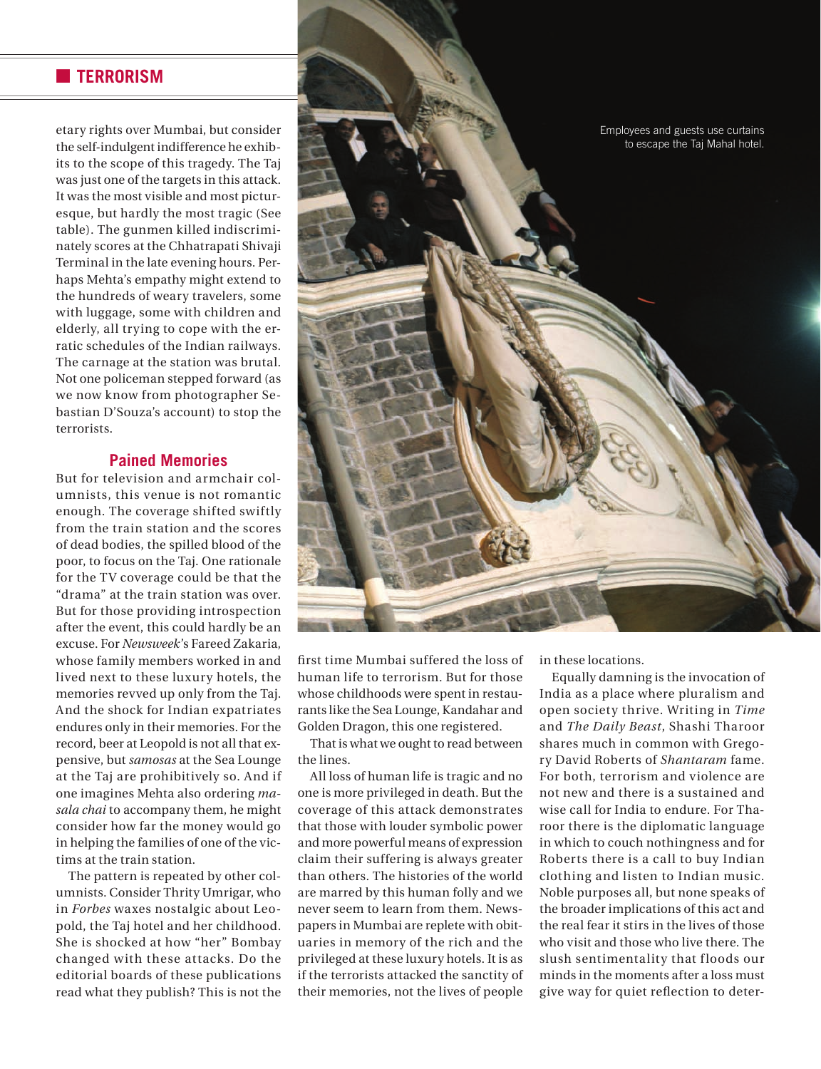etary rights over Mumbai, but consider the self-indulgent indifference he exhibits to the scope of this tragedy. The Taj was just one of the targets in this attack. It was the most visible and most picturesque, but hardly the most tragic (See table). The gunmen killed indiscriminately scores at the Chhatrapati Shivaji Terminal in the late evening hours. Perhaps Mehta's empathy might extend to the hundreds of weary travelers, some with luggage, some with children and elderly, all trying to cope with the erratic schedules of the Indian railways. The carnage at the station was brutal. Not one policeman stepped forward (as we now know from photographer Sebastian D'Souza's account) to stop the terrorists.

## Pained Memories

But for television and armchair columnists, this venue is not romantic enough. The coverage shifted swiftly from the train station and the scores of dead bodies, the spilled blood of the poor, to focus on the Taj. One rationale for the TV coverage could be that the "drama" at the train station was over. But for those providing introspection after the event, this could hardly be an excuse. For *Newsweek*'s Fareed Zakaria, whose family members worked in and lived next to these luxury hotels, the memories revved up only from the Taj. And the shock for Indian expatriates endures only in their memories. For the record, beer at Leopold is not all that expensive, but *samosas* at the Sea Lounge at the Taj are prohibitively so. And if one imagines Mehta also ordering *masala chai* to accompany them, he might consider how far the money would go in helping the families of one of the victims at the train station.

The pattern is repeated by other columnists. Consider Thrity Umrigar, who in *Forbes* waxes nostalgic about Leopold, the Taj hotel and her childhood. She is shocked at how "her" Bombay changed with these attacks. Do the editorial boards of these publications read what they publish? This is not the first time Mumbai suffered the loss of human life to terrorism. But for those whose childhoods were spent in restaurants like the Sea Lounge, Kandahar and Golden Dragon, this one registered.

That is what we ought to read between the lines.

All loss of human life is tragic and no one is more privileged in death. But the coverage of this attack demonstrates that those with louder symbolic power and more powerful means of expression claim their suffering is always greater than others. The histories of the world are marred by this human folly and we never seem to learn from them. Newspapers in Mumbai are replete with obituaries in memory of the rich and the privileged at these luxury hotels. It is as if the terrorists attacked the sanctity of their memories, not the lives of people in these locations.

Equally damning is the invocation of India as a place where pluralism and open society thrive. Writing in *Time* and *The Daily Beast*, Shashi Tharoor shares much in common with Gregory David Roberts of *Shantaram* fame. For both, terrorism and violence are not new and there is a sustained and wise call for India to endure. For Tharoor there is the diplomatic language in which to couch nothingness and for Roberts there is a call to buy Indian clothing and listen to Indian music. Noble purposes all, but none speaks of the broader implications of this act and the real fear it stirs in the lives of those who visit and those who live there. The slush sentimentality that floods our minds in the moments after a loss must give way for quiet reflection to deter-

Employees and guests use curtains to escape the Taj Mahal hotel.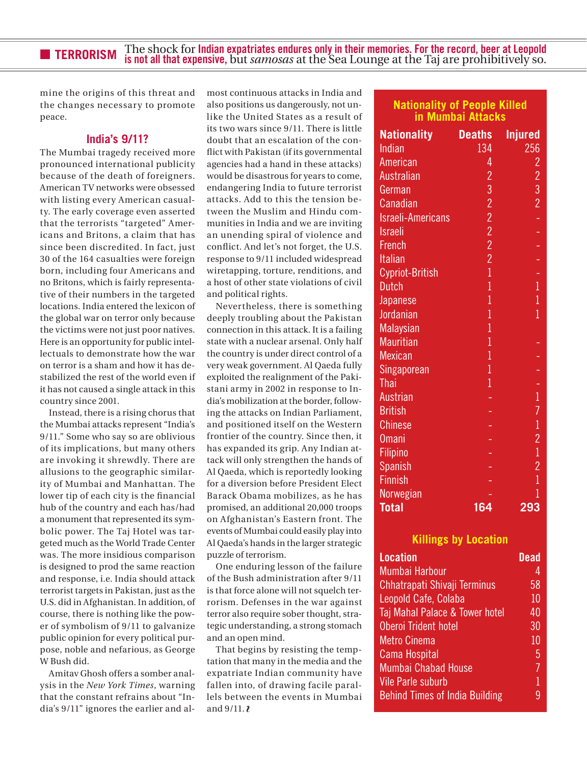**TERRORISM** The shock for **Indian expatriates endures only in their memories. For the record, beer at Leopold is not all that expensive,** but *samosas* at the Sea Lounge at the Taj are prohibitively so.

mine the origins of this threat and the changes necessary to promote peace.

### India's 9/11?

The Mumbai tragedy received more pronounced international publicity because of the death of foreigners. American TV networks were obsessed with listing every American casualty. The early coverage even asserted that the terrorists "targeted" Americans and Britons, a claim that has since been discredited. In fact, just 30 of the 164 casualties were foreign born, including four Americans and no Britons, which is fairly representative of their numbers in the targeted locations. India entered the lexicon of the global war on terror only because the victims were not just poor natives. Here is an opportunity for public intellectuals to demonstrate how the war on terror is a sham and how it has destabilized the rest of the world even if it has not caused a single attack in this country since 2001.

Instead, there is a rising chorus that the Mumbai attacks represent "India's 9/11." Some who say so are oblivious of its implications, but many others are invoking it shrewdly. There are allusions to the geographic similarity of Mumbai and Manhattan. The lower tip of each city is the financial hub of the country and each has/had a monument that represented its symbolic power. The Taj Hotel was targeted much as the World Trade Center was. The more insidious comparison is designed to prod the same reaction and response, i.e. India should attack terrorist targets in Pakistan, just as the U.S. did in Afghanistan. In addition, of course, there is nothing like the power of symbolism of 9/11 to galvanize public opinion for every political purpose, noble and nefarious, as George W Bush did.

Amitav Ghosh offers a somber analysis in the *New York Times*, warning that the constant refrains about "India's 9/11" ignores the earlier and almost continuous attacks in India and also positions us dangerously, not unlike the United States as a result of its two wars since 9/11. There is little doubt that an escalation of the conflict with Pakistan (if its governmental agencies had a hand in these attacks) would be disastrous for years to come, endangering India to future terrorist attacks. Add to this the tension between the Muslim and Hindu communities in India and we are inviting an unending spiral of violence and conflict. And let's not forget, the U.S. response to 9/11 included widespread wiretapping, torture, renditions, and a host of other state violations of civil and political rights.

Nevertheless, there is something deeply troubling about the Pakistan connection in this attack. It is a failing state with a nuclear arsenal. Only half the country is under direct control of a very weak government. Al Qaeda fully exploited the realignment of the Pakistani army in 2002 in response to India's mobilization at the border, following the attacks on Indian Parliament, and positioned itself on the Western frontier of the country. Since then, it has expanded its grip. Any Indian attack will only strengthen the hands of Al Qaeda, which is reportedly looking for a diversion before President Elect Barack Obama mobilizes, as he has promised, an additional 20,000 troops on Afghanistan's Eastern front. The events of Mumbai could easily play into Al Qaeda's hands in the larger strategic puzzle of terrorism.

One enduring lesson of the failure of the Bush administration after 9/11 is that force alone will not squelch terrorism. Defenses in the war against terror also require sober thought, strategic understanding, a strong stomach and an open mind.

That begins by resisting the temptation that many in the media and the expatriate Indian community have fallen into, of drawing facile parallels between the events in Mumbai and 9/11.

### Nationality of People Killed in Mumbai Attacks

| Nationality | Deaths | Injured |
|---|---|---|
| Indian | 134 | 256 |
| American | 4 | 2 |
| Australian | 2 | 2 |
| German | 3 | 3 |
| Canadian | 2 | 2 |
| Israeli-Americans | 2 | - |
| Israeli | 2 | - |
| French | 2 | - |
| Italian | 2 | - |
| Cypriot-British | 1 | - |
| Dutch | 1 | 1 |
| Japanese | 1 | 1 |
| Jordanian | 1 | 1 |
| Malaysian | 1 | |
| Mauritian | 1 | - |
| Mexican | 1 | - |
| Singaporean | 1 | - |
| Thai | 1 | - |
| Austrian | - | 1 |
| British | - | 7 |
| Chinese | - | 1 |
| Omani | - | 2 |
| Filipino | - | 1 |
| Spanish | - | 2 |
| Finnish | - | 1 |
| Norwegian | - | 1 |
| **Total** | **164** | **293** |

### Killings by Location

| Location | Dead |
|---|---|
| Mumbai Harbour | 4 |
| Chhatrapati Shivaji Terminus | 58 |
| Leopold Cafe, Colaba | 10 |
| Taj Mahal Palace & Tower hotel | 40 |
| Oberoi Trident hotel | 30 |
| Metro Cinema | 10 |
| Cama Hospital | 5 |
| Mumbai Chabad House | 7 |
| Vile Parle suburb | 1 |
| Behind Times of India Building | 9 |